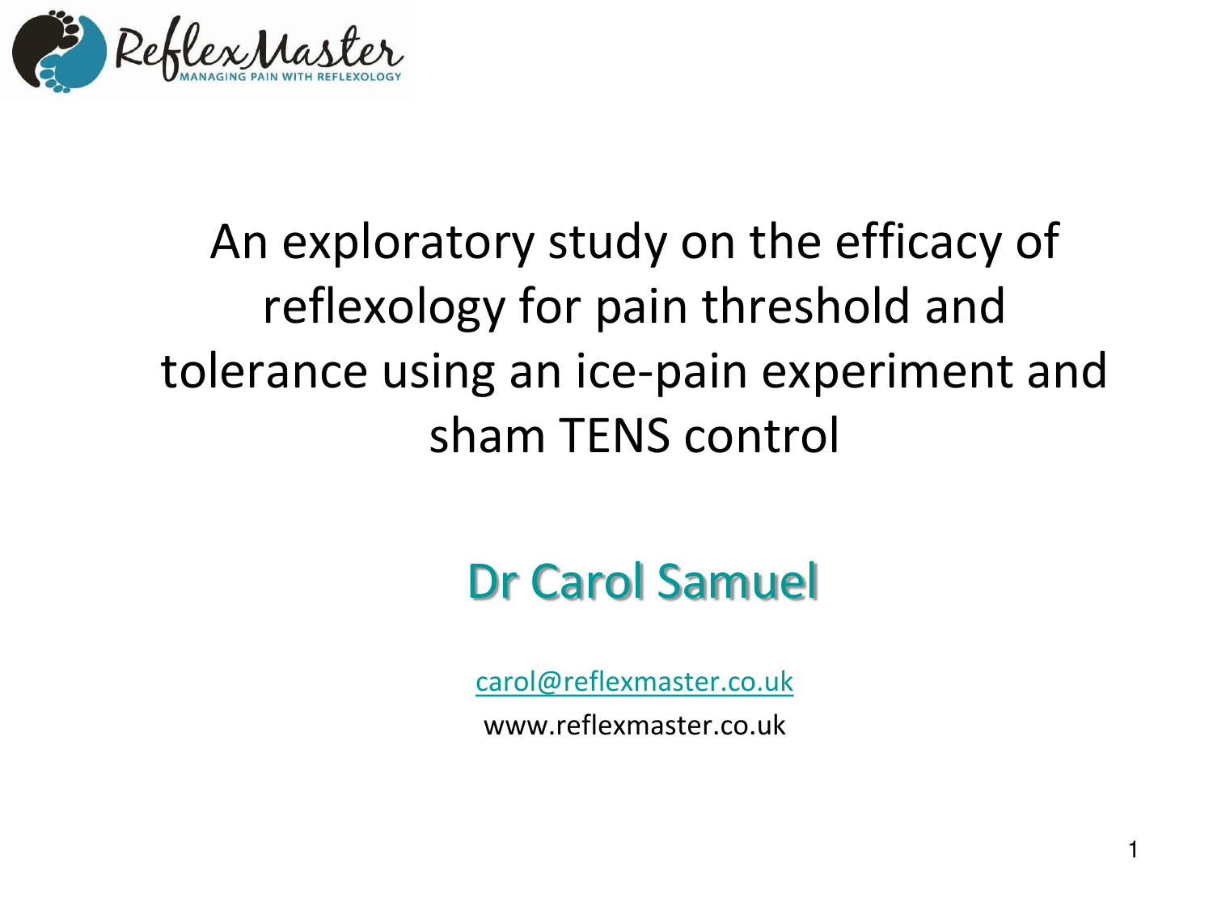# An exploratory study on the efficacy of reflexology for pain threshold and tolerance using an ice-pain experiment and sham TENS control

## Dr Carol Samuel

carol@reflexmaster.co.uk

www.reflexmaster.co.uk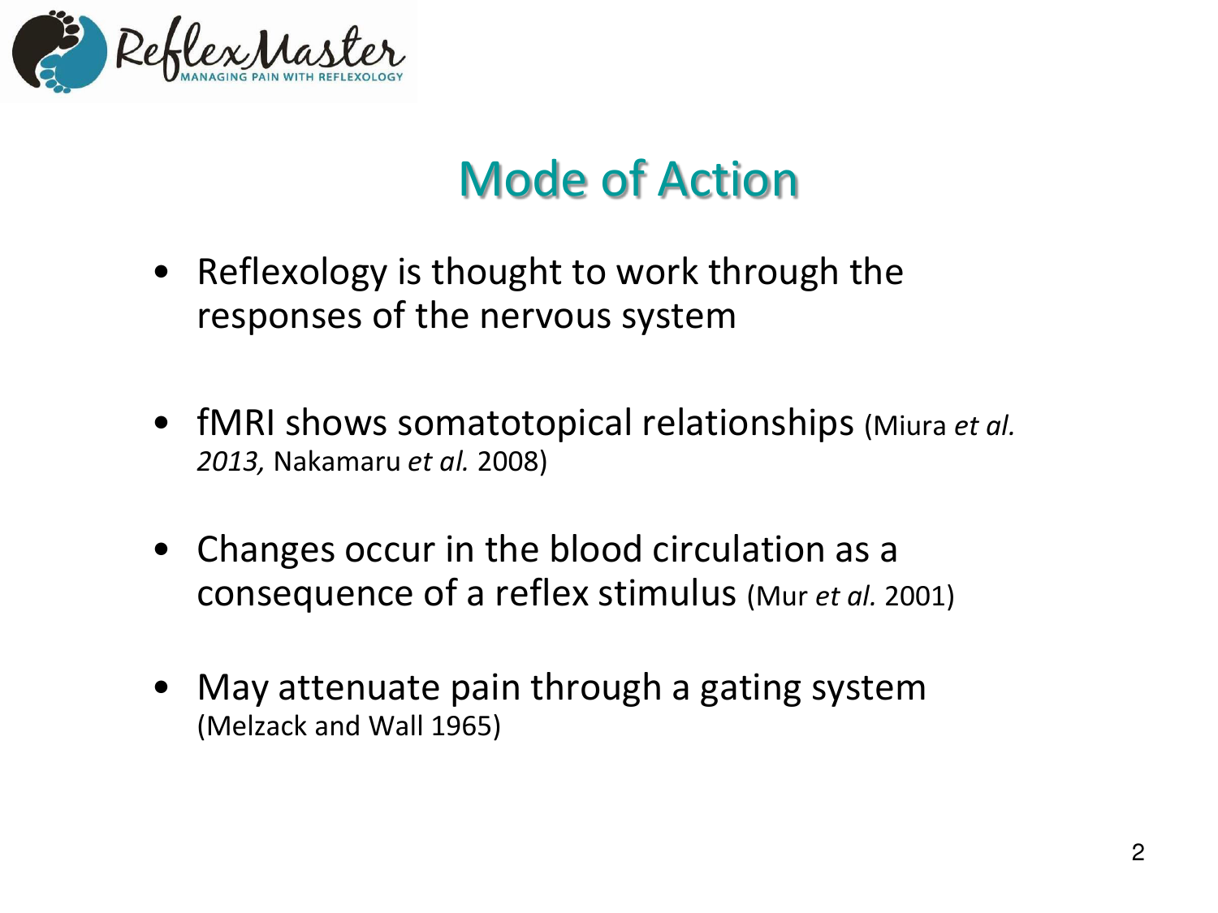# Mode of Action

- Reflexology is thought to work through the responses of the nervous system
- fMRI shows somatotopical relationships (Miura *et al. 2013,* Nakamaru *et al.* 2008)
- Changes occur in the blood circulation as a consequence of a reflex stimulus (Mur *et al.* 2001)
- May attenuate pain through a gating system (Melzack and Wall 1965)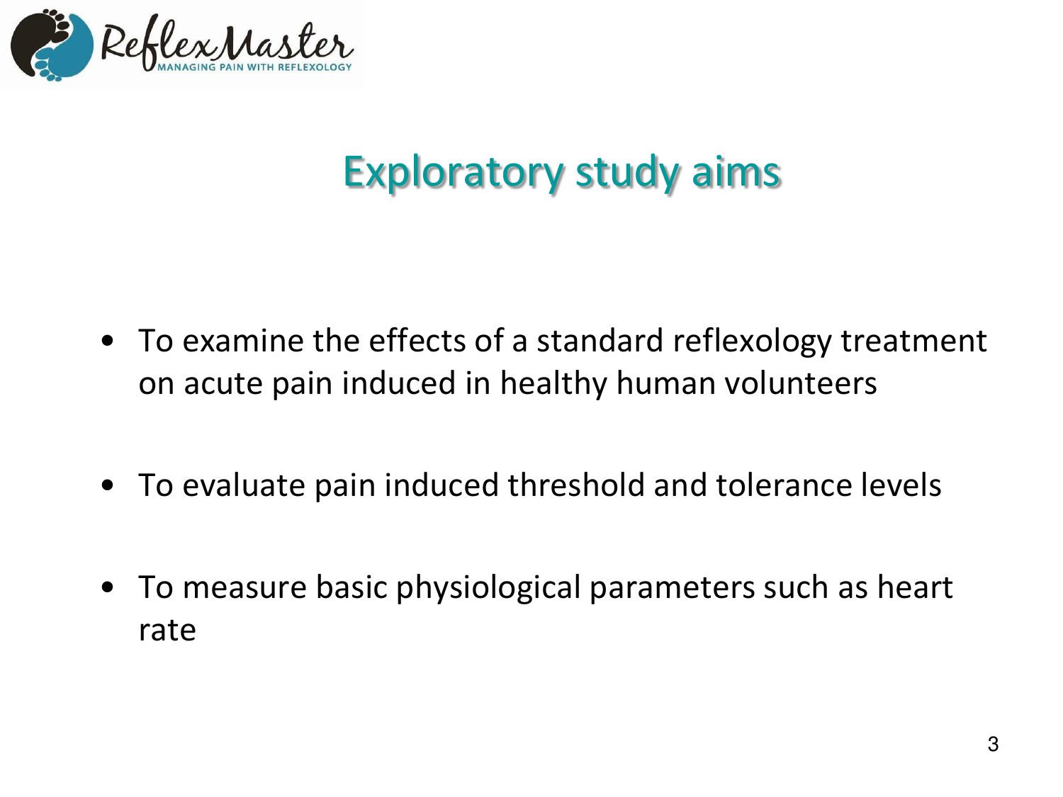# Exploratory study aims

- To examine the effects of a standard reflexology treatment on acute pain induced in healthy human volunteers
- To evaluate pain induced threshold and tolerance levels
- To measure basic physiological parameters such as heart rate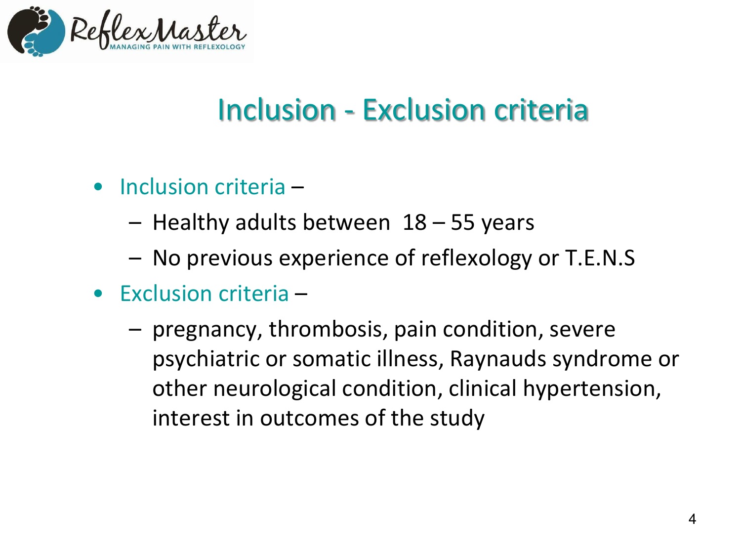# Inclusion - Exclusion criteria

- Inclusion criteria –
  - Healthy adults between 18 – 55 years
  - No previous experience of reflexology or T.E.N.S
- Exclusion criteria –
  - pregnancy, thrombosis, pain condition, severe psychiatric or somatic illness, Raynauds syndrome or other neurological condition, clinical hypertension, interest in outcomes of the study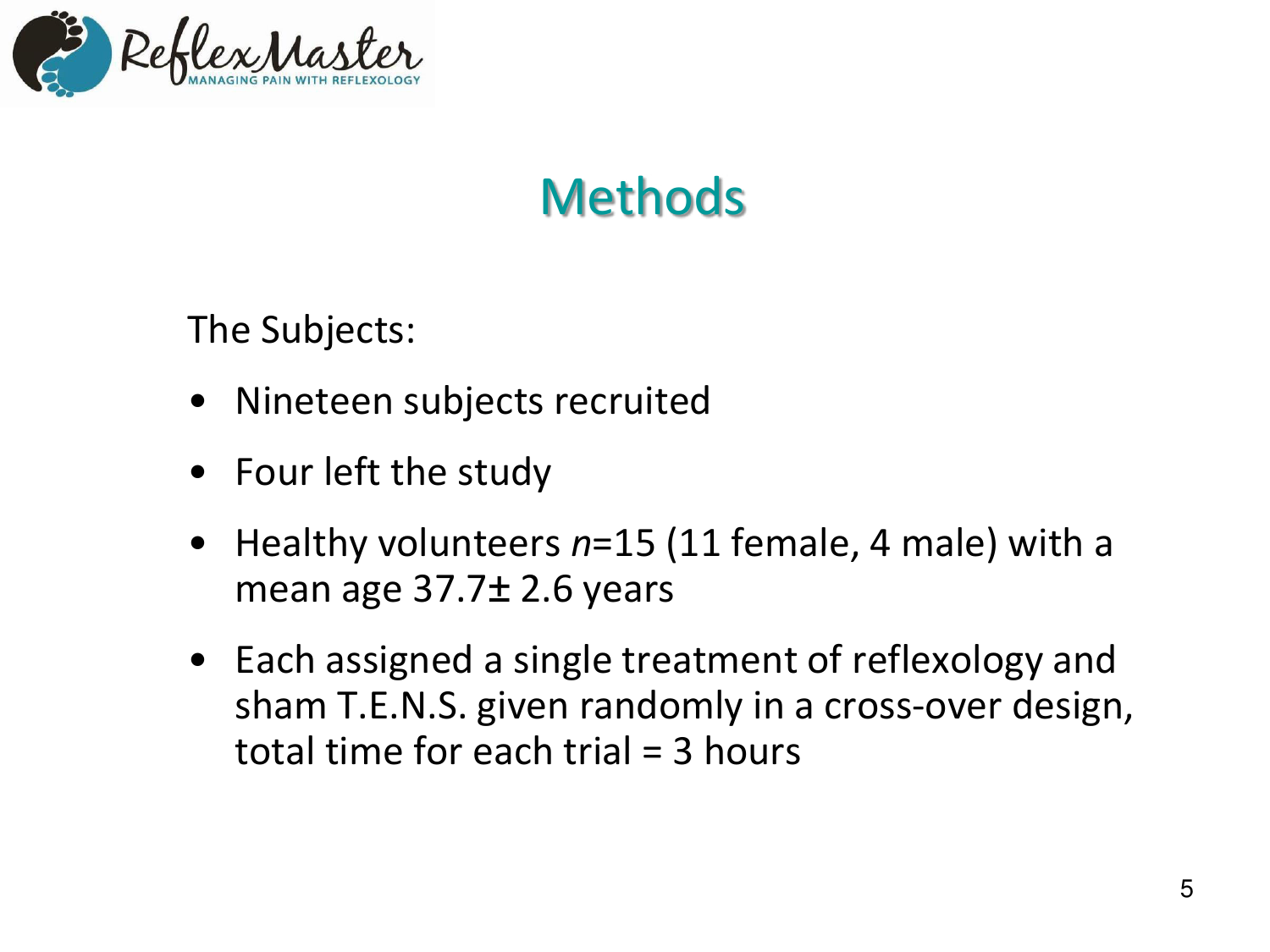# Methods

The Subjects:

- Nineteen subjects recruited
- Four left the study
- Healthy volunteers $n$=15 (11 female, 4 male) with a mean age 37.7± 2.6 years
- Each assigned a single treatment of reflexology and sham T.E.N.S. given randomly in a cross-over design, total time for each trial = 3 hours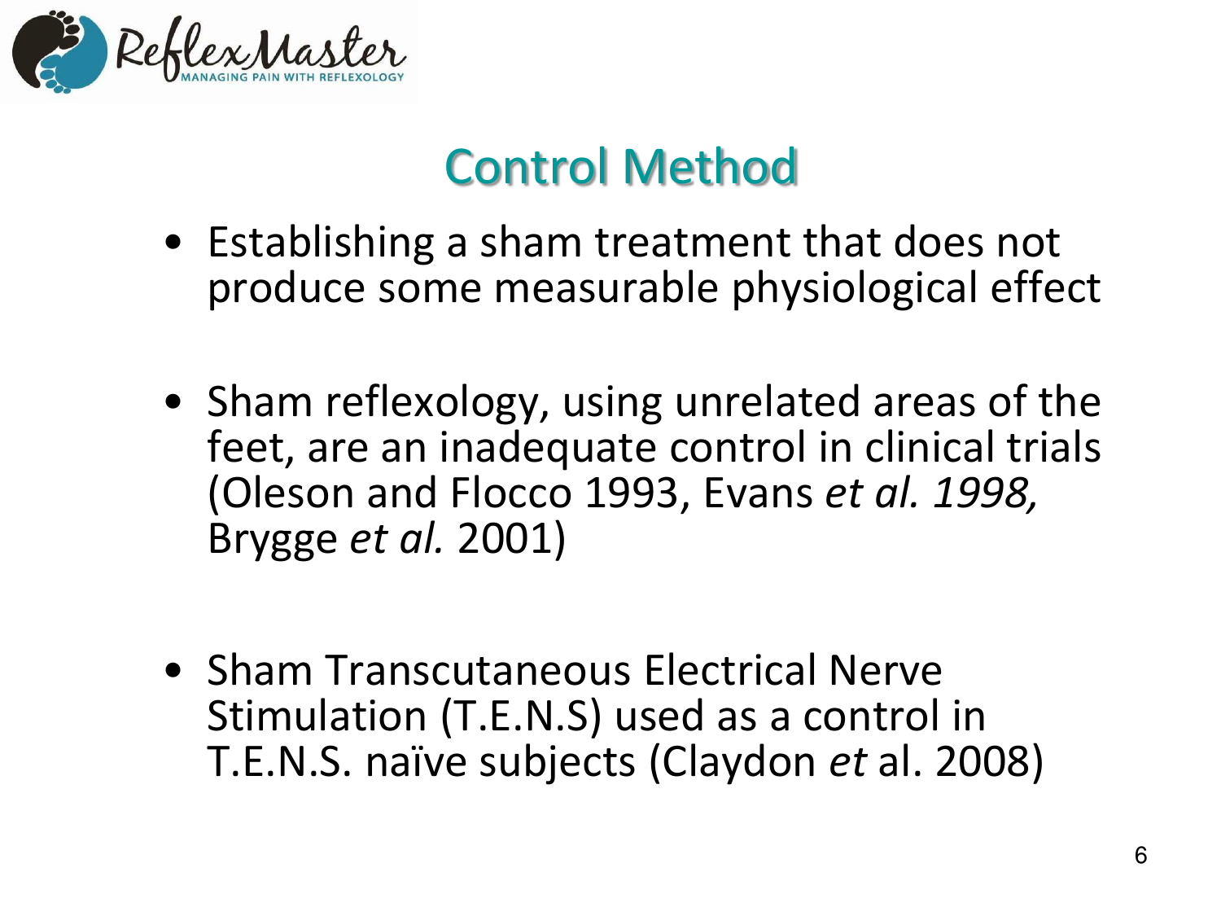# Control Method

- Establishing a sham treatment that does not produce some measurable physiological effect

- Sham reflexology, using unrelated areas of the feet, are an inadequate control in clinical trials (Oleson and Flocco 1993, Evans *et al. 1998,* Brygge *et al.* 2001)

- Sham Transcutaneous Electrical Nerve Stimulation (T.E.N.S) used as a control in T.E.N.S. naïve subjects (Claydon *et* al. 2008)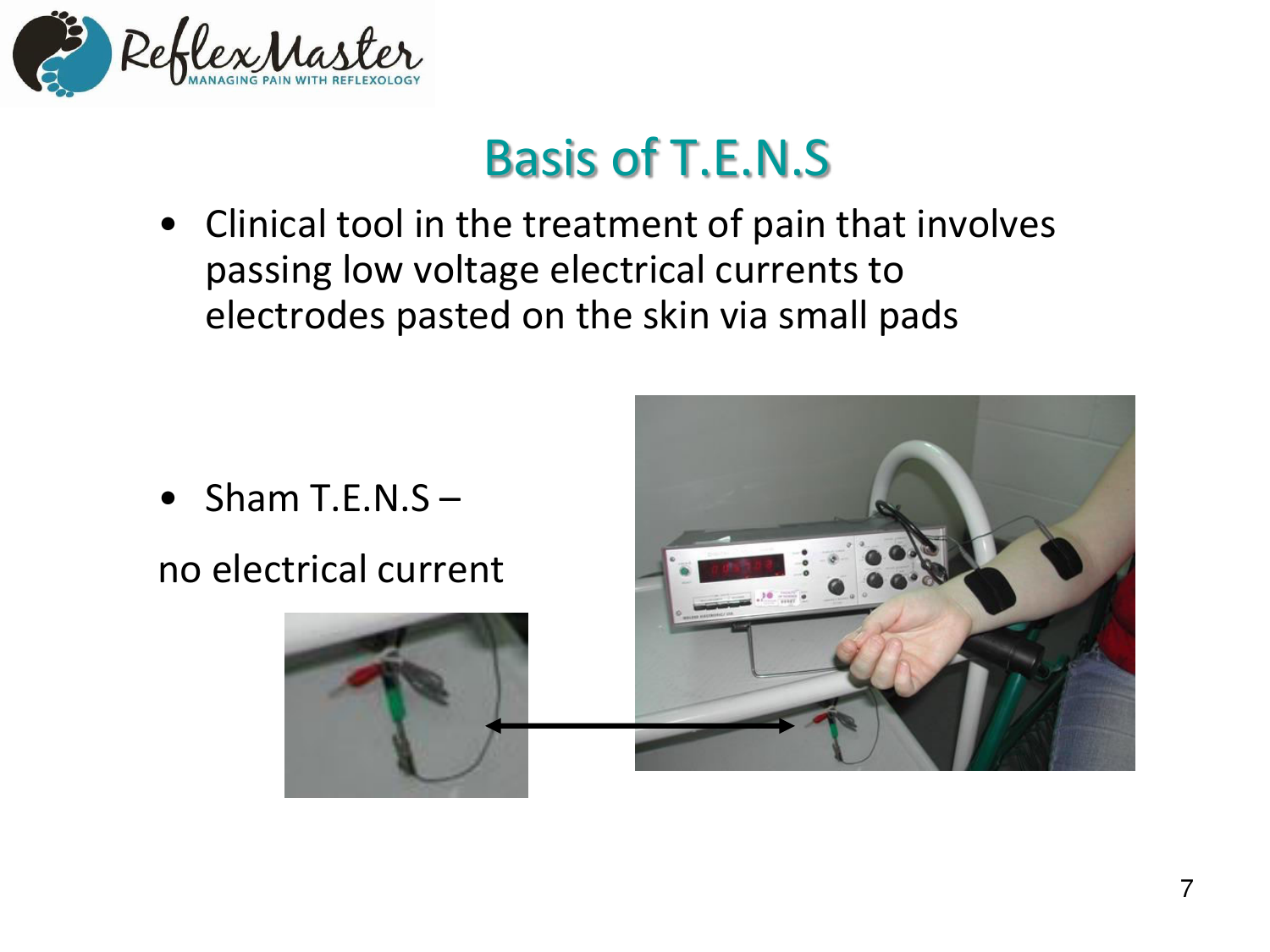# Basis of T.E.N.S

- Clinical tool in the treatment of pain that involves passing low voltage electrical currents to electrodes pasted on the skin via small pads

- Sham T.E.N.S –

no electrical current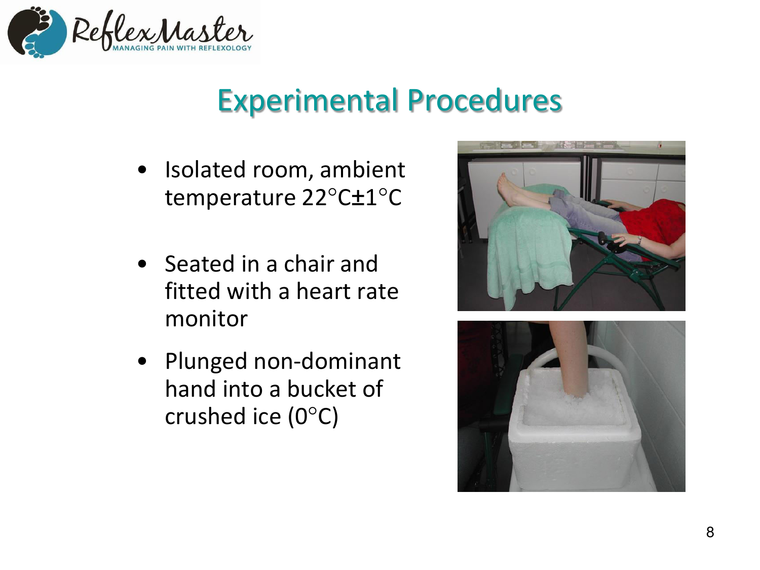# Experimental Procedures

- Isolated room, ambient temperature 22°C±1°C
- Seated in a chair and fitted with a heart rate monitor
- Plunged non-dominant hand into a bucket of crushed ice (0°C)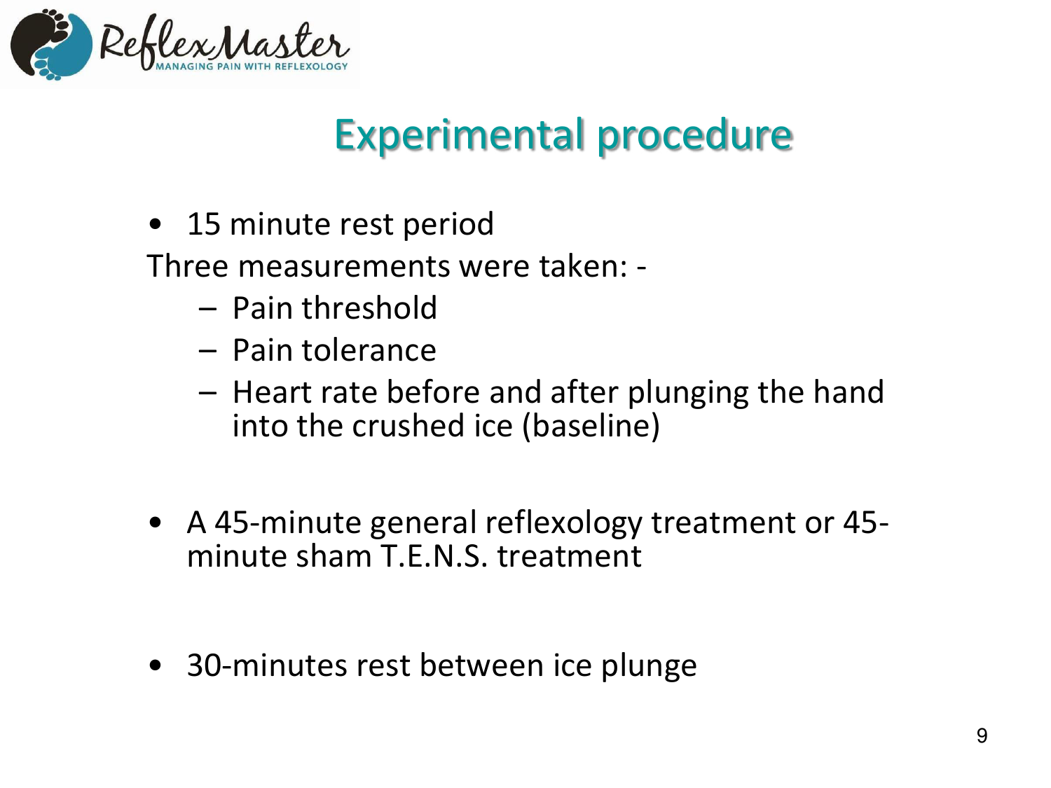## Experimental procedure

- 15 minute rest period

Three measurements were taken: -

  - Pain threshold
  - Pain tolerance
  - Heart rate before and after plunging the hand into the crushed ice (baseline)

- A 45-minute general reflexology treatment or 45-minute sham T.E.N.S. treatment

- 30-minutes rest between ice plunge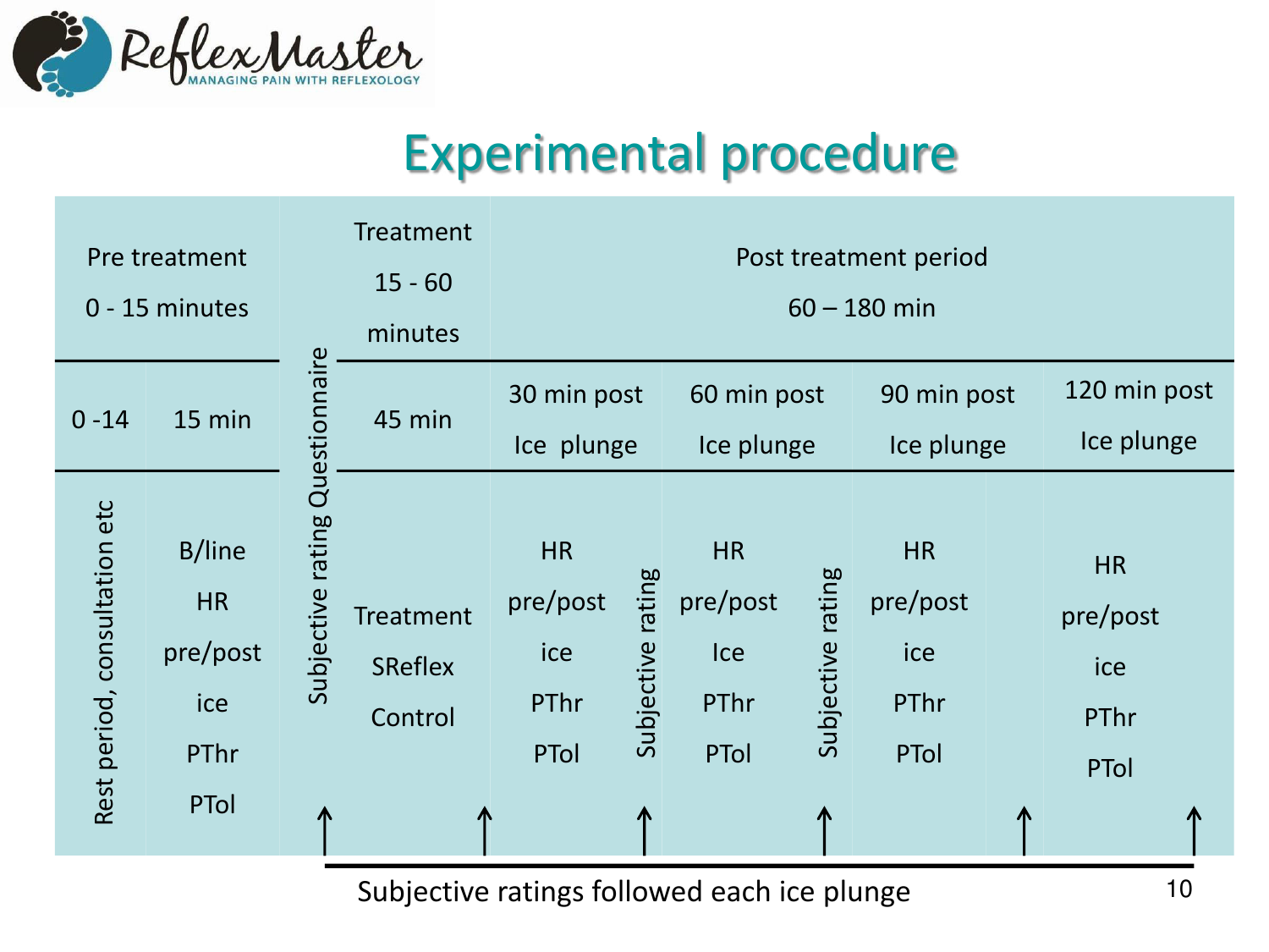# Experimental procedure

| Pre treatment 0 - 15 minutes | | Subjective rating Questionnaire | Treatment 15 - 60 minutes | Post treatment period 60 – 180 min | | | | | | |
|---|---|---|---|---|---|---|---|---|---|---|
| 0 -14 | 15 min | | 45 min | 30 min post Ice plunge | | 60 min post Ice plunge | | 90 min post Ice plunge | | 120 min post Ice plunge |
| Rest period, consultation etc | B/line HR pre/post ice PThr PTol | | Treatment SReflex Control | HR pre/post ice PThr PTol | Subjective rating | HR pre/post Ice PThr PTol | Subjective rating | HR pre/post ice PThr PTol | | HR pre/post ice PThr PTol |

Subjective ratings followed each ice plunge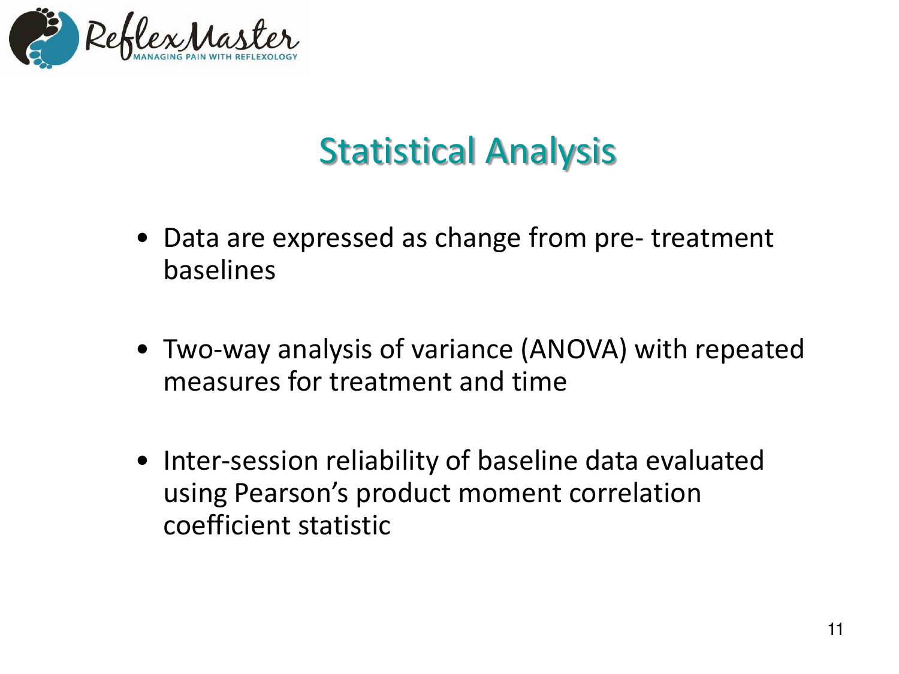# Statistical Analysis

- Data are expressed as change from pre- treatment baselines
- Two-way analysis of variance (ANOVA) with repeated measures for treatment and time
- Inter-session reliability of baseline data evaluated using Pearson's product moment correlation coefficient statistic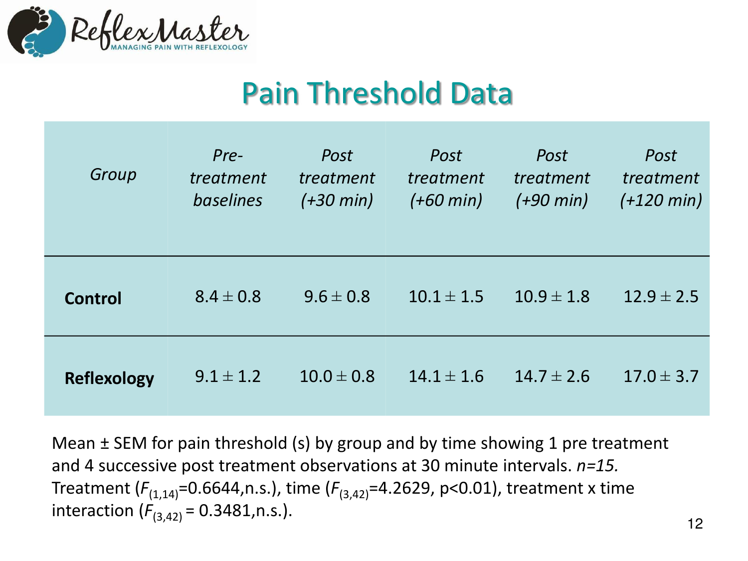## Pain Threshold Data

| *Group* | *Pre-treatment baselines* | *Post treatment (+30 min)* | *Post treatment (+60 min)* | *Post treatment (+90 min)* | *Post treatment (+120 min)* |
|---|---|---|---|---|---|
| **Control** | 8.4 ± 0.8 | 9.6 ± 0.8 | 10.1 ± 1.5 | 10.9 ± 1.8 | 12.9 ± 2.5 |
| **Reflexology** | 9.1 ± 1.2 | 10.0 ± 0.8 | 14.1 ± 1.6 | 14.7 ± 2.6 | 17.0 ± 3.7 |

Mean ± SEM for pain threshold (s) by group and by time showing 1 pre treatment and 4 successive post treatment observations at 30 minute intervals. *n=15.* Treatment ($F_{(1,14)}$=0.6644,n.s.), time ($F_{(3,42)}$=4.2629, p<0.01), treatment x time interaction ($F_{(3,42)}$ = 0.3481,n.s.).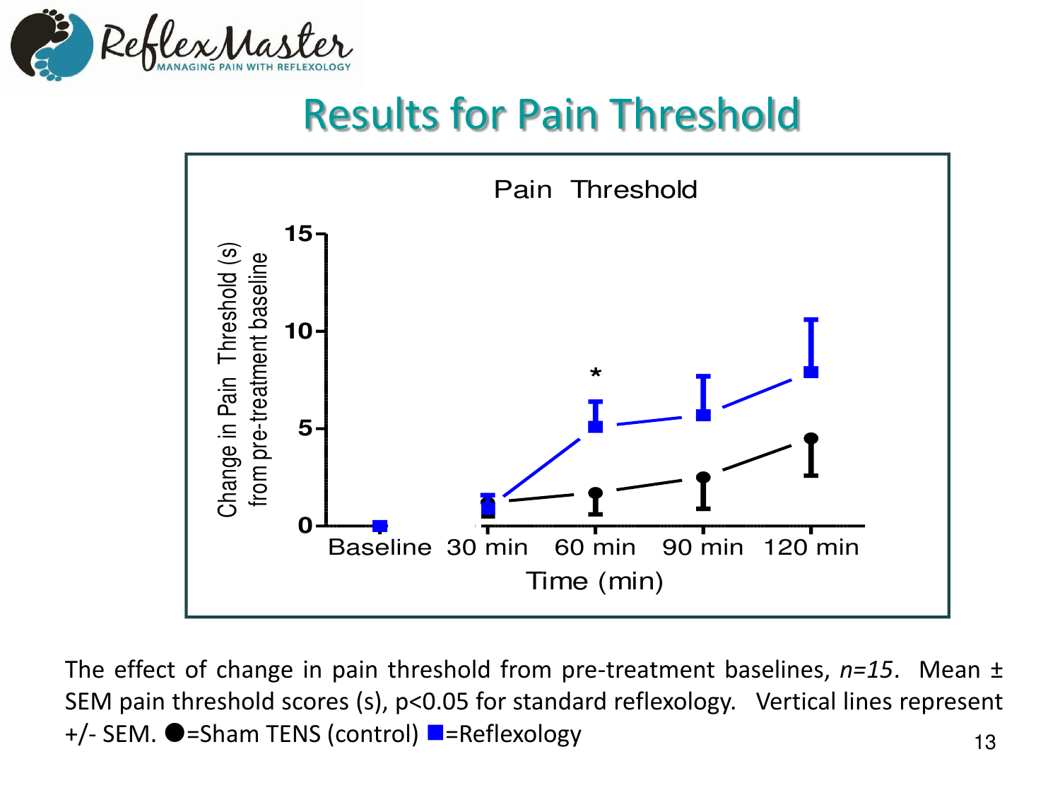# Results for Pain Threshold

**Pain Threshold**

Change in Pain Threshold (s) from pre-treatment baseline

15, 10, 5, 0

Baseline, 30 min, 60 min, 90 min, 120 min

Time (min)

The effect of change in pain threshold from pre-treatment baselines, *n=15*. Mean ± SEM pain threshold scores (s), $p<0.05$ for standard reflexology. Vertical lines represent +/- SEM. ●=Sham TENS (control) ■=Reflexology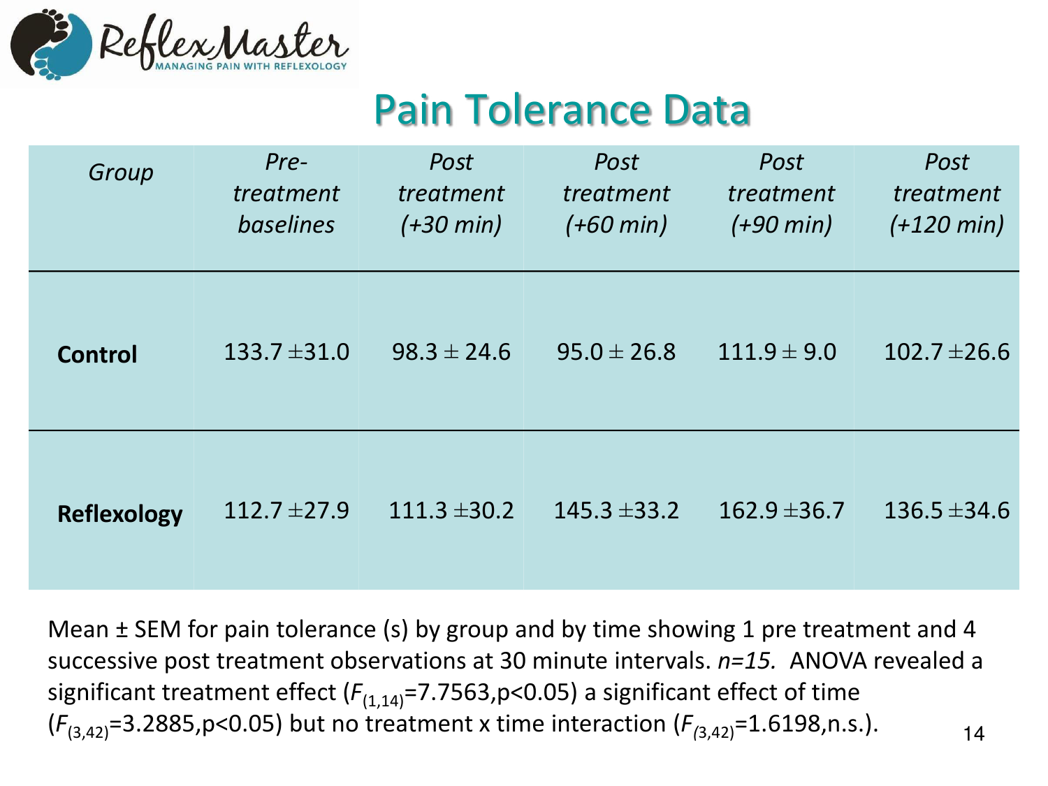# Pain Tolerance Data

| *Group* | *Pre-treatment baselines* | *Post treatment (+30 min)* | *Post treatment (+60 min)* | *Post treatment (+90 min)* | *Post treatment (+120 min)* |
|---|---|---|---|---|---|
| **Control** | 133.7 ±31.0 | 98.3 ± 24.6 | 95.0 ± 26.8 | 111.9 ± 9.0 | 102.7 ±26.6 |
| **Reflexology** | 112.7 ±27.9 | 111.3 ±30.2 | 145.3 ±33.2 | 162.9 ±36.7 | 136.5 ±34.6 |

Mean ± SEM for pain tolerance (s) by group and by time showing 1 pre treatment and 4 successive post treatment observations at 30 minute intervals. *n=15.* ANOVA revealed a significant treatment effect ($F_{(1,14)}$=7.7563,$p<0.05$) a significant effect of time ($F_{(3,42)}$=3.2885,$p<0.05$) but no treatment x time interaction ($F_{(3,42)}$=1.6198,n.s.).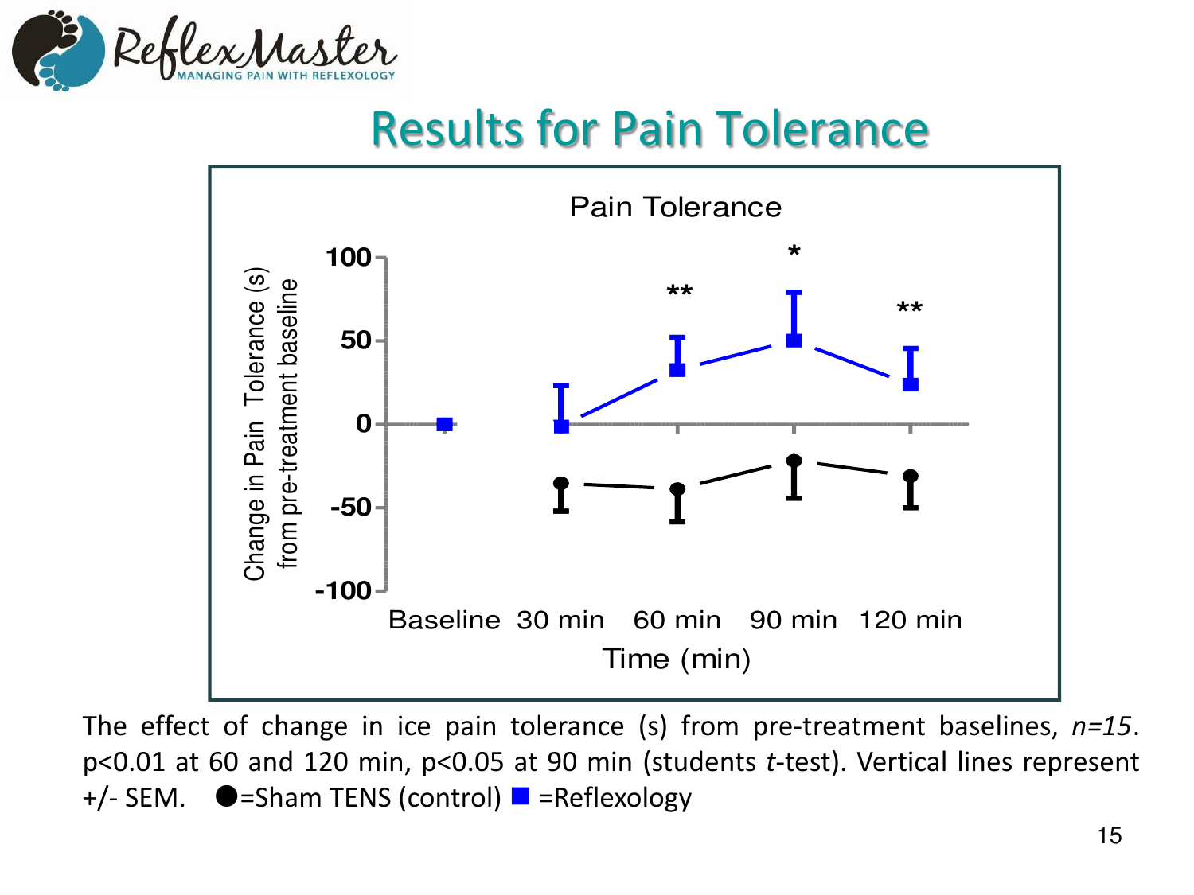# Results for Pain Tolerance

Pain Tolerance

Change in Pain Tolerance (s) from pre-treatment baseline

Time (min)

Baseline 30 min 60 min 90 min 120 min

The effect of change in ice pain tolerance (s) from pre-treatment baselines, *n=15*. $p<0.01$ at 60 and 120 min, $p<0.05$ at 90 min (students *t*-test). Vertical lines represent +/- SEM. ●=Sham TENS (control) ■ =Reflexology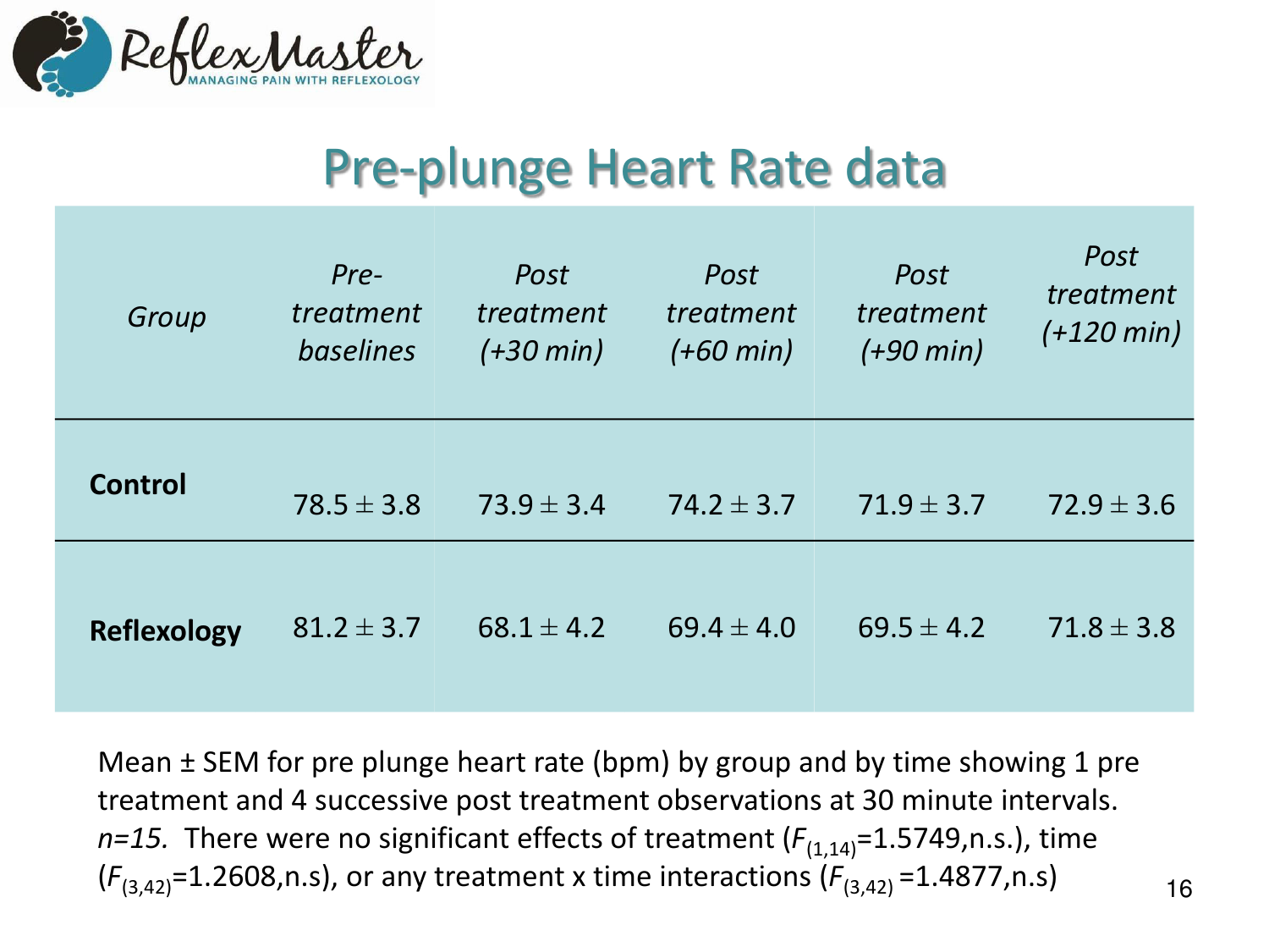## Pre-plunge Heart Rate data

| *Group* | *Pre-treatment baselines* | *Post treatment (+30 min)* | *Post treatment (+60 min)* | *Post treatment (+90 min)* | *Post treatment (+120 min)* |
|---|---|---|---|---|---|
| **Control** | 78.5 ± 3.8 | 73.9 ± 3.4 | 74.2 ± 3.7 | 71.9 ± 3.7 | 72.9 ± 3.6 |
| **Reflexology** | 81.2 ± 3.7 | 68.1 ± 4.2 | 69.4 ± 4.0 | 69.5 ± 4.2 | 71.8 ± 3.8 |

Mean ± SEM for pre plunge heart rate (bpm) by group and by time showing 1 pre treatment and 4 successive post treatment observations at 30 minute intervals. *n=15.* There were no significant effects of treatment ($F_{(1,14)}$=1.5749,n.s.), time ($F_{(3,42)}$=1.2608,n.s), or any treatment x time interactions ($F_{(3,42)}$ =1.4877,n.s)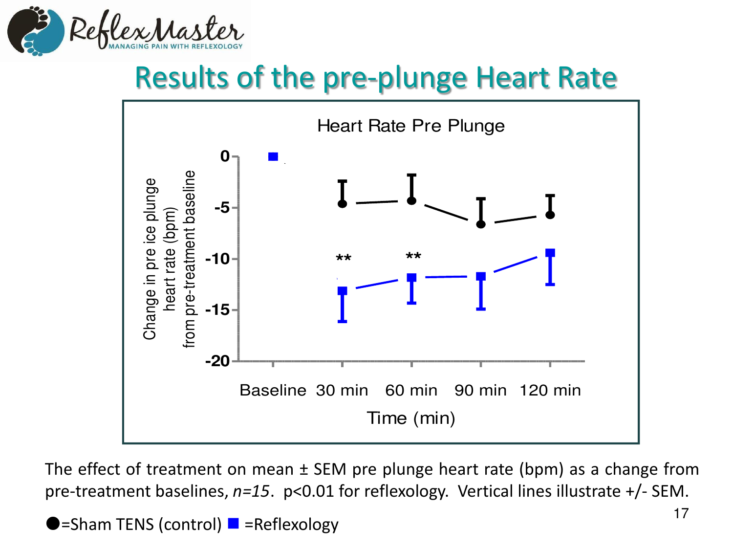# Results of the pre-plunge Heart Rate

Heart Rate Pre Plunge

The effect of treatment on mean ± SEM pre plunge heart rate (bpm) as a change from pre-treatment baselines, *n=15*. $p<0.01$ for reflexology. Vertical lines illustrate +/- SEM.

●=Sham TENS (control) ■ =Reflexology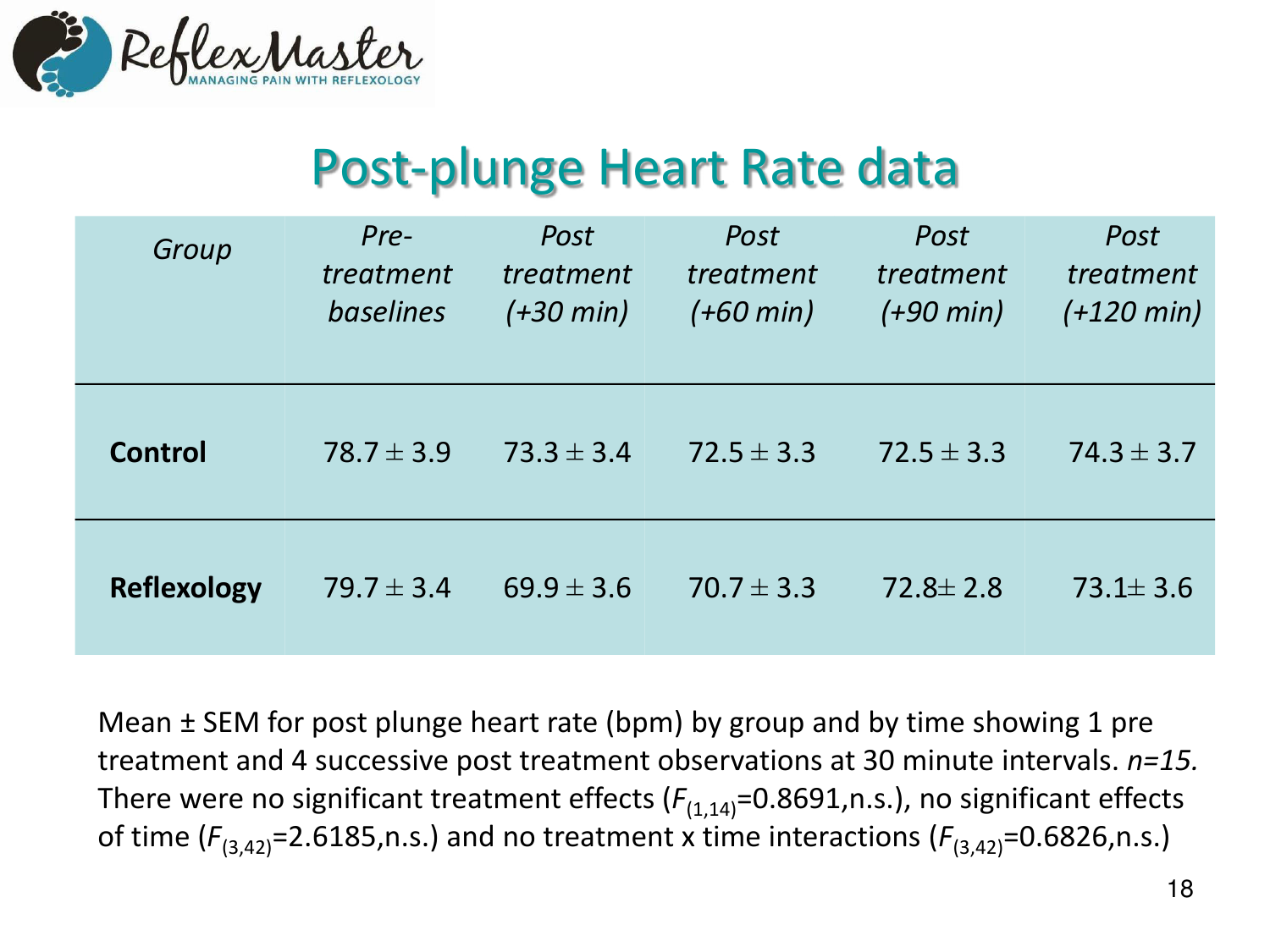# Post-plunge Heart Rate data

| *Group* | *Pre-treatment baselines* | *Post treatment (+30 min)* | *Post treatment (+60 min)* | *Post treatment (+90 min)* | *Post treatment (+120 min)* |
|---|---|---|---|---|---|
| **Control** | $78.7 \pm 3.9$ | $73.3 \pm 3.4$ | $72.5 \pm 3.3$ | $72.5 \pm 3.3$ | $74.3 \pm 3.7$ |
| **Reflexology** | $79.7 \pm 3.4$ | $69.9 \pm 3.6$ | $70.7 \pm 3.3$ | $72.8 \pm 2.8$ | $73.1 \pm 3.6$ |

Mean ± SEM for post plunge heart rate (bpm) by group and by time showing 1 pre treatment and 4 successive post treatment observations at 30 minute intervals. *n=15.* There were no significant treatment effects ($F_{(1,14)}$=0.8691,n.s.), no significant effects of time ($F_{(3,42)}$=2.6185,n.s.) and no treatment x time interactions ($F_{(3,42)}$=0.6826,n.s.)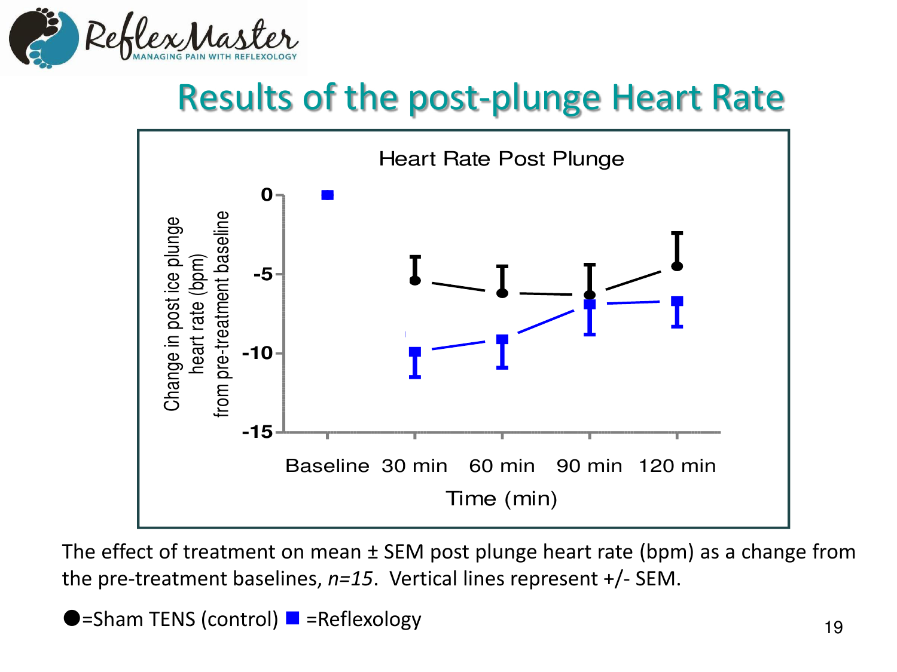# Results of the post-plunge Heart Rate

Heart Rate Post Plunge

Change in post ice plunge heart rate (bpm) from pre-treatment baseline

0

-5

-10

-15

Baseline 30 min 60 min 90 min 120 min

Time (min)

The effect of treatment on mean ± SEM post plunge heart rate (bpm) as a change from the pre-treatment baselines, *n=15*. Vertical lines represent +/- SEM.

●=Sham TENS (control) ■ =Reflexology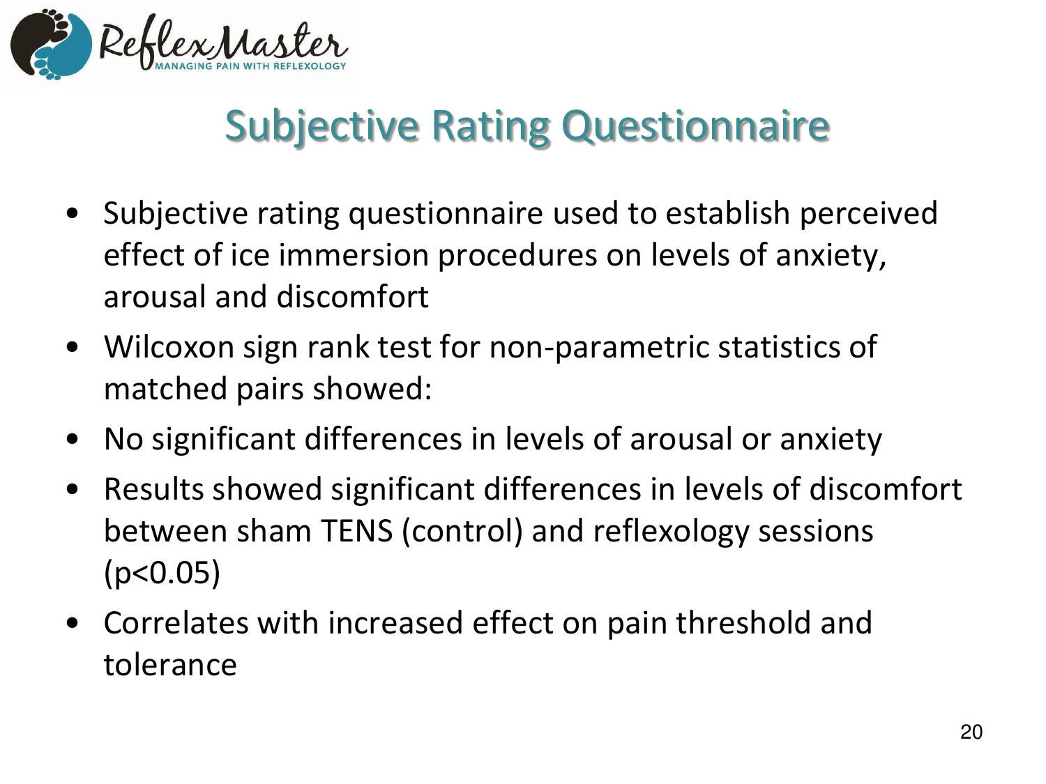# Subjective Rating Questionnaire

- Subjective rating questionnaire used to establish perceived effect of ice immersion procedures on levels of anxiety, arousal and discomfort
- Wilcoxon sign rank test for non-parametric statistics of matched pairs showed:
- No significant differences in levels of arousal or anxiety
- Results showed significant differences in levels of discomfort between sham TENS (control) and reflexology sessions ($p<0.05$)
- Correlates with increased effect on pain threshold and tolerance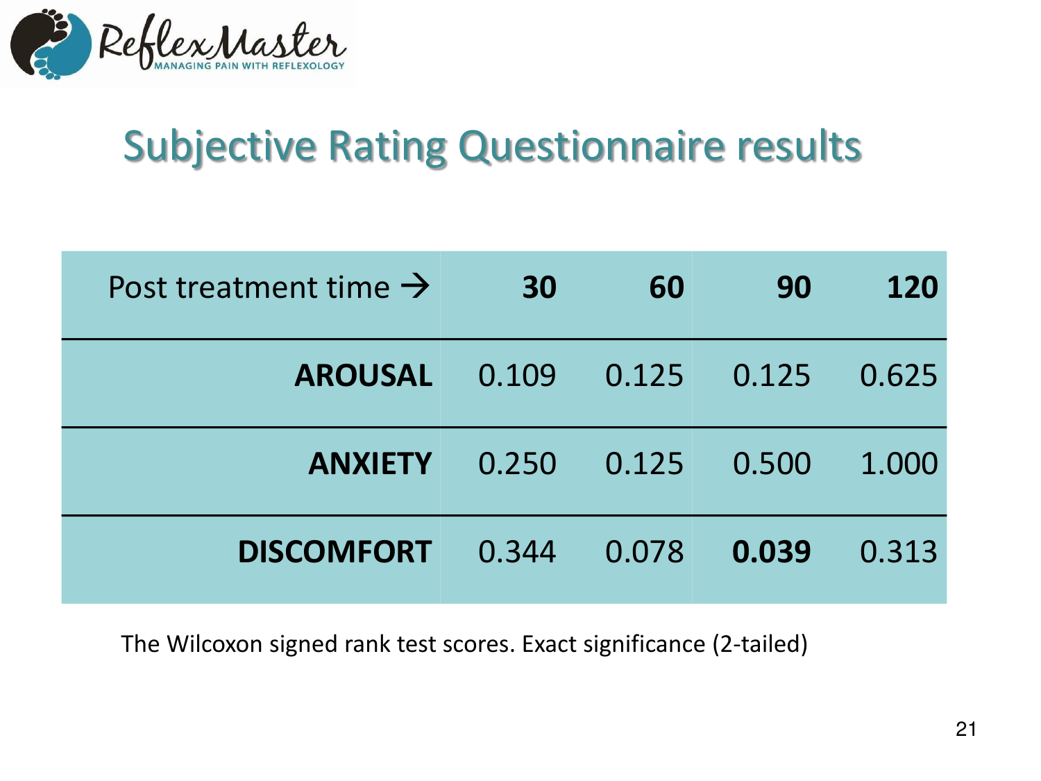# Subjective Rating Questionnaire results

| Post treatment time → | **30** | **60** | **90** | **120** |
|---|---|---|---|---|
| **AROUSAL** | 0.109 | 0.125 | 0.125 | 0.625 |
| **ANXIETY** | 0.250 | 0.125 | 0.500 | 1.000 |
| **DISCOMFORT** | 0.344 | 0.078 | **0.039** | 0.313 |

The Wilcoxon signed rank test scores. Exact significance (2-tailed)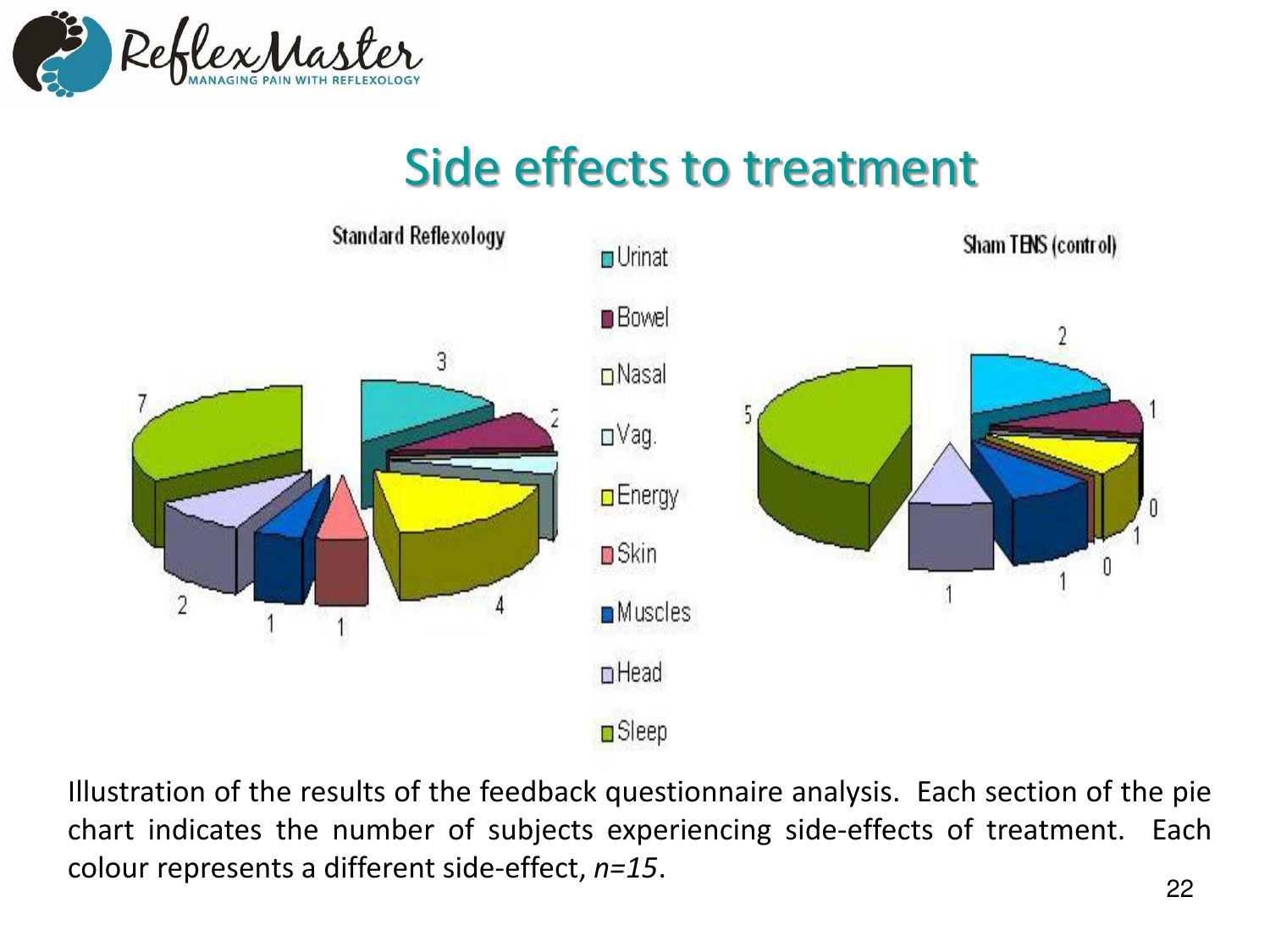## Side effects to treatment

Standard Reflexology

Sham TENS (control)

- Urinat
- Bowel
- Nasal
- Vag.
- Energy
- Skin
- Muscles
- Head
- Sleep

Illustration of the results of the feedback questionnaire analysis. Each section of the pie chart indicates the number of subjects experiencing side-effects of treatment. Each colour represents a different side-effect, *n=15*.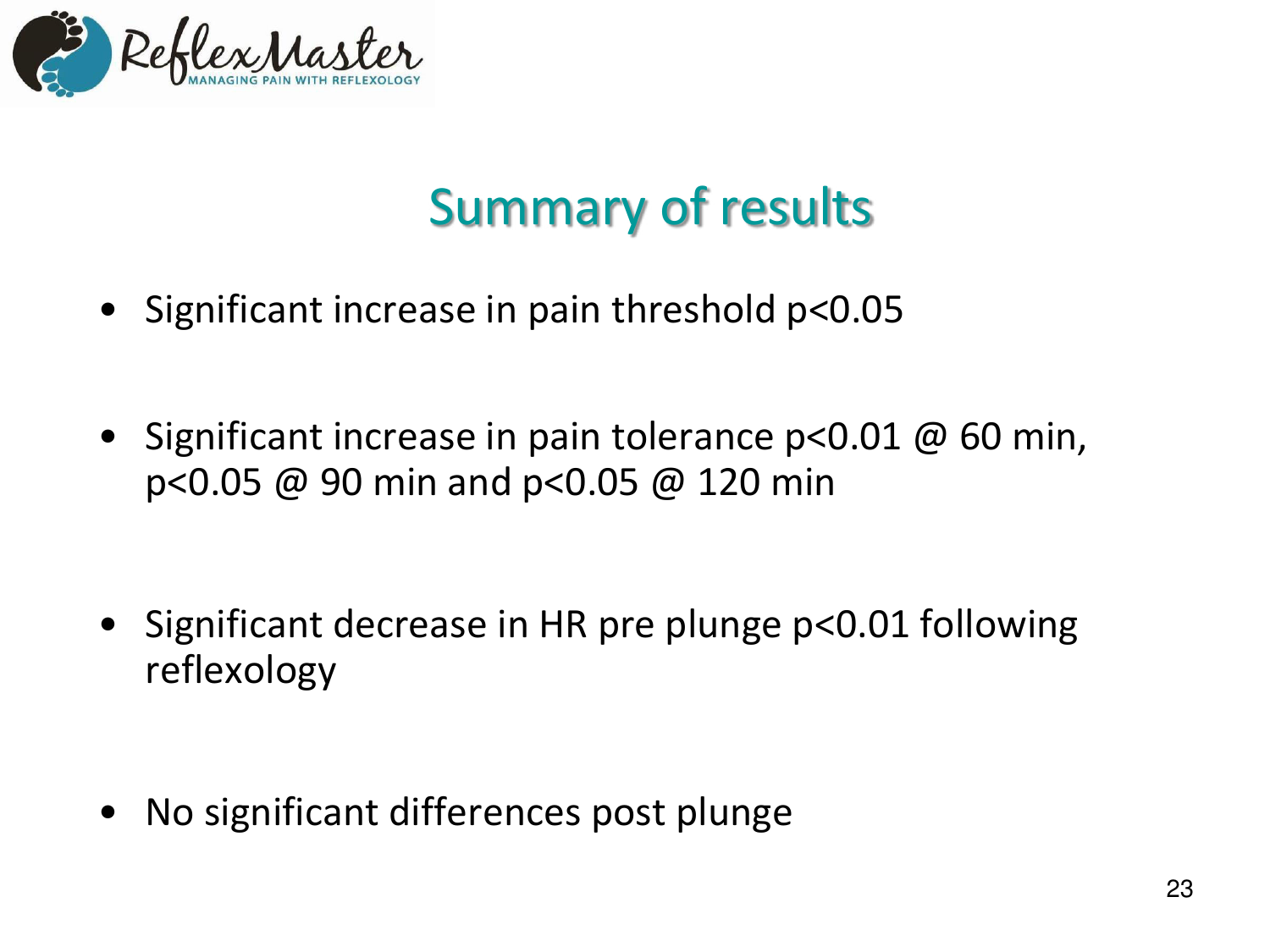# Summary of results

- Significant increase in pain threshold $p<0.05$
- Significant increase in pain tolerance $p<0.01$ @ 60 min, $p<0.05$ @ 90 min and $p<0.05$ @ 120 min
- Significant decrease in HR pre plunge $p<0.01$ following reflexology
- No significant differences post plunge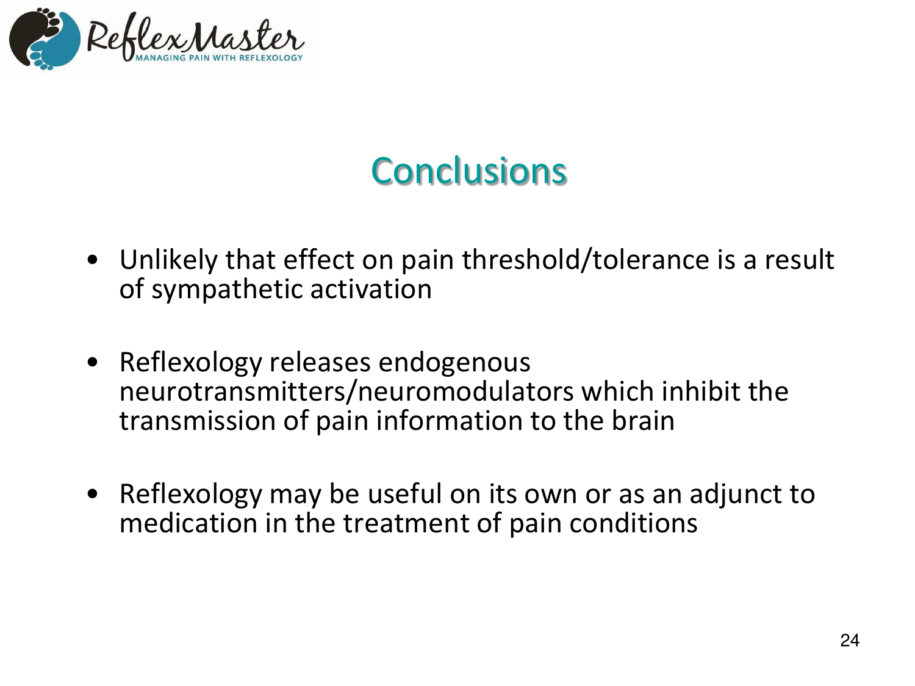# Conclusions

- Unlikely that effect on pain threshold/tolerance is a result of sympathetic activation
- Reflexology releases endogenous neurotransmitters/neuromodulators which inhibit the transmission of pain information to the brain
- Reflexology may be useful on its own or as an adjunct to medication in the treatment of pain conditions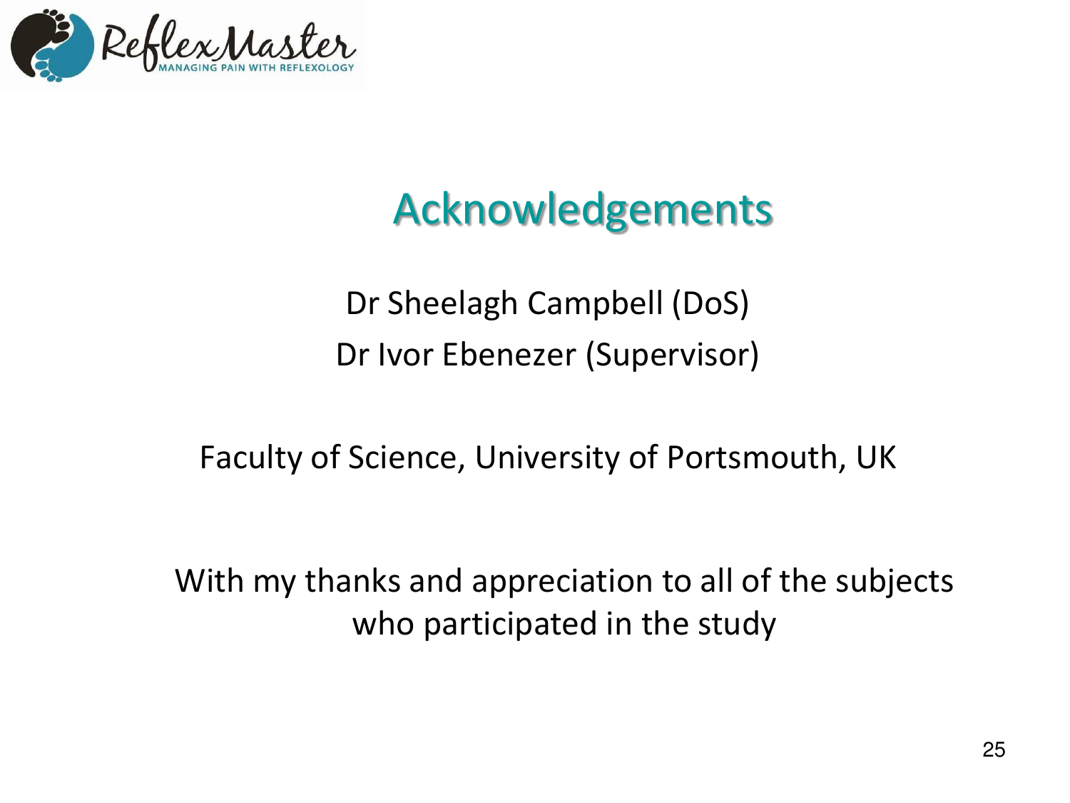# Acknowledgements

Dr Sheelagh Campbell (DoS)

Dr Ivor Ebenezer (Supervisor)

Faculty of Science, University of Portsmouth, UK

With my thanks and appreciation to all of the subjects who participated in the study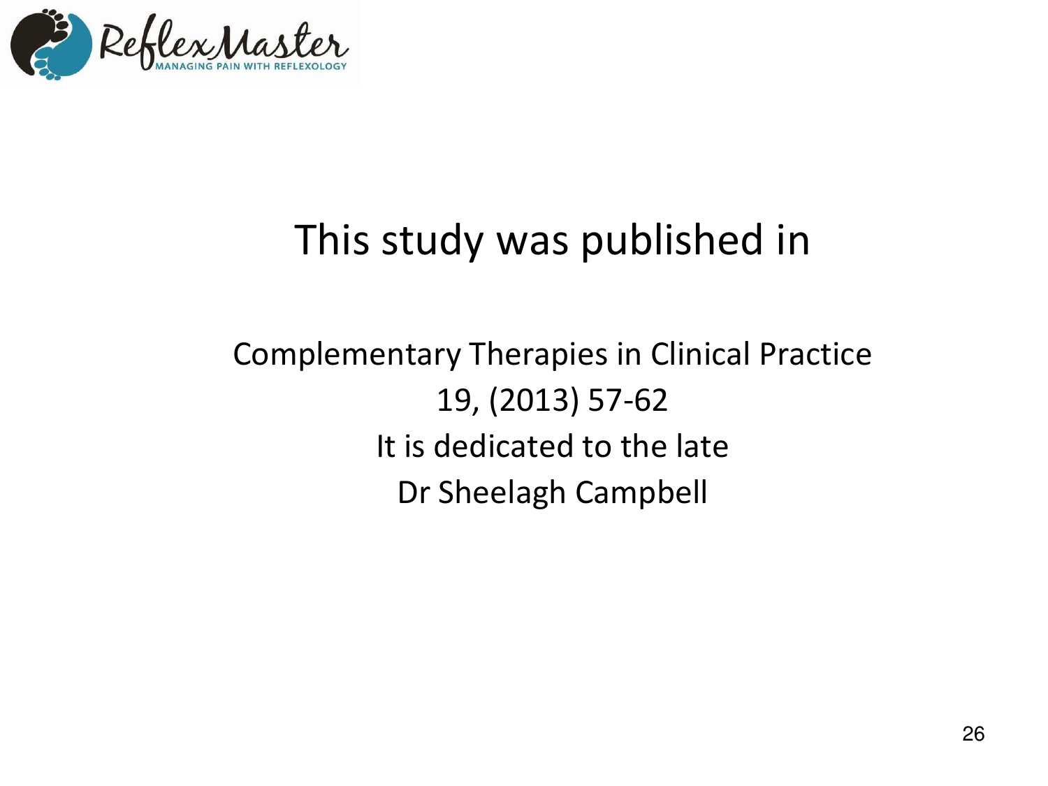This study was published in

Complementary Therapies in Clinical Practice
19, (2013) 57-62
It is dedicated to the late
Dr Sheelagh Campbell